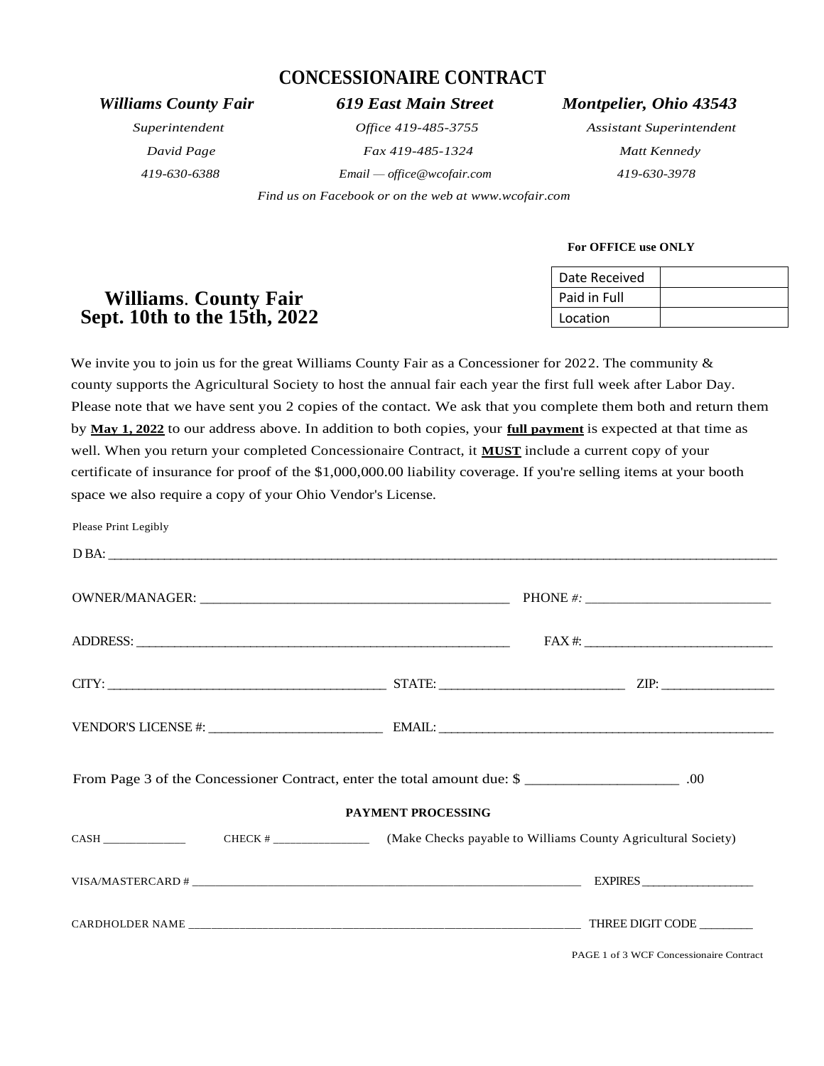# CONCESSIONAIRE CONTRACT

***Williams County Fair*** ***619 East Main Street*** ***Montpelier, Ohio 43543***

| *Superintendent* | *Office 419-485-3755* | *Assistant Superintendent* |
|---|---|---|
| *David Page* | *Fax 419-485-1324* | *Matt Kennedy* |
| *419-630-6388* | *Email — office@wcofair.com* | *419-630-3978* |

*Find us on Facebook or on the web at www.wcofair.com*

**For OFFICE use ONLY**

| Date Received | |
|---|---|
| Paid in Full | |
| Location | |

## Williams. County Fair
## Sept. 10th to the 15th, 2022

We invite you to join us for the great Williams County Fair as a Concessioner for 2022. The community & county supports the Agricultural Society to host the annual fair each year the first full week after Labor Day. Please note that we have sent you 2 copies of the contact. We ask that you complete them both and return them by **May 1, 2022** to our address above. In addition to both copies, your **full payment** is expected at that time as well. When you return your completed Concessionaire Contract, it **MUST** include a current copy of your certificate of insurance for proof of the $1,000,000.00 liability coverage. If you're selling items at your booth space we also require a copy of your Ohio Vendor's License.

Please Print Legibly

D BA: ____________________________________________

OWNER/MANAGER: ______________________________ PHONE #: ______________________

ADDRESS: ______________________________ FAX #: ______________________

CITY: ______________________ STATE: ______________________ ZIP: ______________

VENDOR'S LICENSE #: ______________________ EMAIL: ______________________________

From Page 3 of the Concessioner Contract, enter the total amount due: $ ________________ .00

**PAYMENT PROCESSING**

CASH ____________ CHECK # ______________ (Make Checks payable to Williams County Agricultural Society)

VISA/MASTERCARD # ______________________________________ EXPIRES ______________

CARDHOLDER NAME ______________________________________ THREE DIGIT CODE ________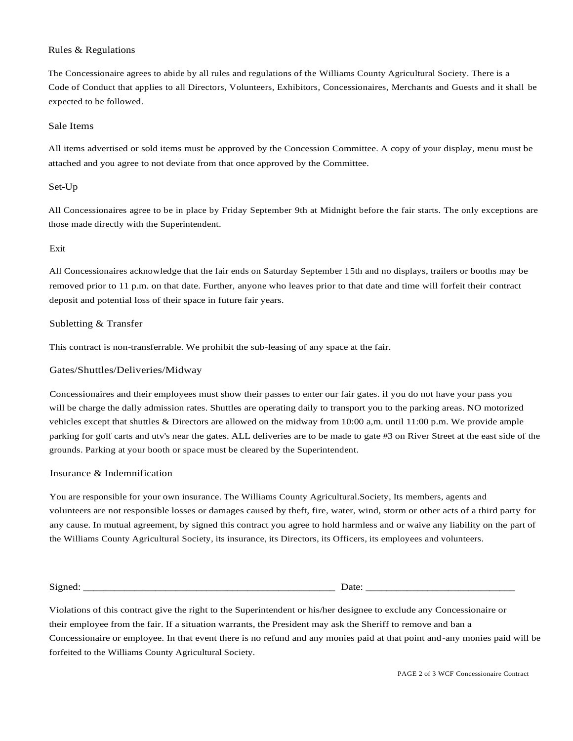## Rules & Regulations

The Concessionaire agrees to abide by all rules and regulations of the Williams County Agricultural Society. There is a Code of Conduct that applies to all Directors, Volunteers, Exhibitors, Concessionaires, Merchants and Guests and it shall be expected to be followed.

## Sale Items

All items advertised or sold items must be approved by the Concession Committee. A copy of your display, menu must be attached and you agree to not deviate from that once approved by the Committee.

## Set-Up

All Concessionaires agree to be in place by Friday September 9th at Midnight before the fair starts. The only exceptions are those made directly with the Superintendent.

## Exit

All Concessionaires acknowledge that the fair ends on Saturday September 15th and no displays, trailers or booths may be removed prior to 11 p.m. on that date. Further, anyone who leaves prior to that date and time will forfeit their contract deposit and potential loss of their space in future fair years.

## Subletting & Transfer

This contract is non-transferrable. We prohibit the sub-leasing of any space at the fair.

## Gates/Shuttles/Deliveries/Midway

Concessionaires and their employees must show their passes to enter our fair gates. if you do not have your pass you will be charge the dally admission rates. Shuttles are operating daily to transport you to the parking areas. NO motorized vehicles except that shuttles & Directors are allowed on the midway from 10:00 a,m. until 11:00 p.m. We provide ample parking for golf carts and utv's near the gates. ALL deliveries are to be made to gate #3 on River Street at the east side of the grounds. Parking at your booth or space must be cleared by the Superintendent.

## Insurance & Indemnification

You are responsible for your own insurance. The Williams County Agricultural.Society, Its members, agents and volunteers are not responsible losses or damages caused by theft, fire, water, wind, storm or other acts of a third party for any cause. In mutual agreement, by signed this contract you agree to hold harmless and or waive any liability on the part of the Williams County Agricultural Society, its insurance, its Directors, its Officers, its employees and volunteers.

Signed: ________________________________________________ Date: ___________________________

Violations of this contract give the right to the Superintendent or his/her designee to exclude any Concessionaire or their employee from the fair. If a situation warrants, the President may ask the Sheriff to remove and ban a Concessionaire or employee. In that event there is no refund and any monies paid at that point and-any monies paid will be forfeited to the Williams County Agricultural Society.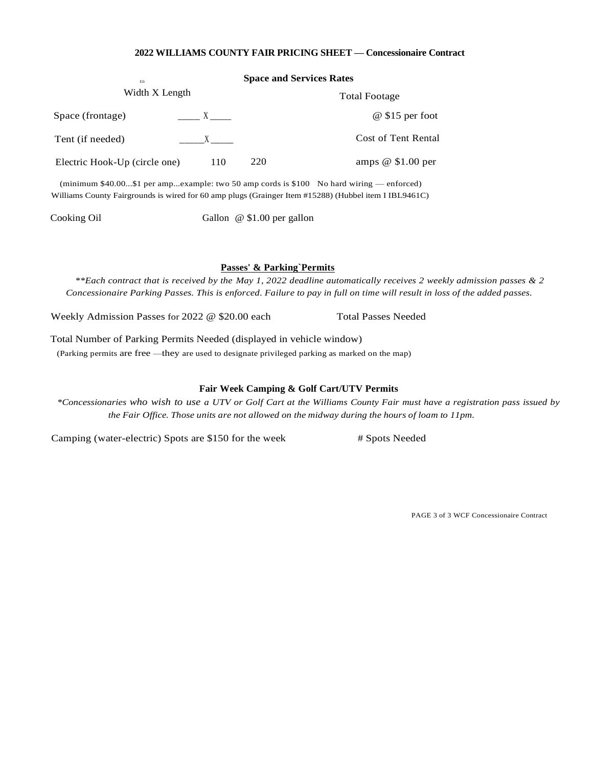**2022 WILLIAMS COUNTY FAIR PRICING SHEET — Concessionaire Contract**

**Space and Services Rates**

Efr

| | Width X Length | | Total Footage |
|---|---|---|---|
| Space (frontage) | \_\_\_\_ X \_\_\_\_ | | @ $15 per foot |
| Tent (if needed) | \_\_\_\_X \_\_\_\_ | | Cost of Tent Rental |
| Electric Hook-Up (circle one) | 110 | 220 | amps @ $1.00 per |

(minimum $40.00...$1 per amp...example: two 50 amp cords is $100 No hard wiring — enforced)
Williams County Fairgrounds is wired for 60 amp plugs (Grainger Item #15288) (Hubbel item I IBL9461C)

Cooking Oil Gallon @ $1.00 per gallon

**Passes' & Parking`Permits**

*\*\*Each contract that is received by the May 1, 2022 deadline automatically receives 2 weekly admission passes & 2 Concessionaire Parking Passes. This is enforced. Failure to pay in full on time will result in loss of the added passes.*

Weekly Admission Passes for 2022 @ $20.00 each Total Passes Needed

Total Number of Parking Permits Needed (displayed in vehicle window)
(Parking permits are free —they are used to designate privileged parking as marked on the map)

**Fair Week Camping & Golf Cart/UTV Permits**

*\*Concessionaries who wish to use a UTV or Golf Cart at the Williams County Fair must have a registration pass issued by the Fair Office. Those units are not allowed on the midway during the hours of loam to 11pm.*

Camping (water-electric) Spots are $150 for the week # Spots Needed